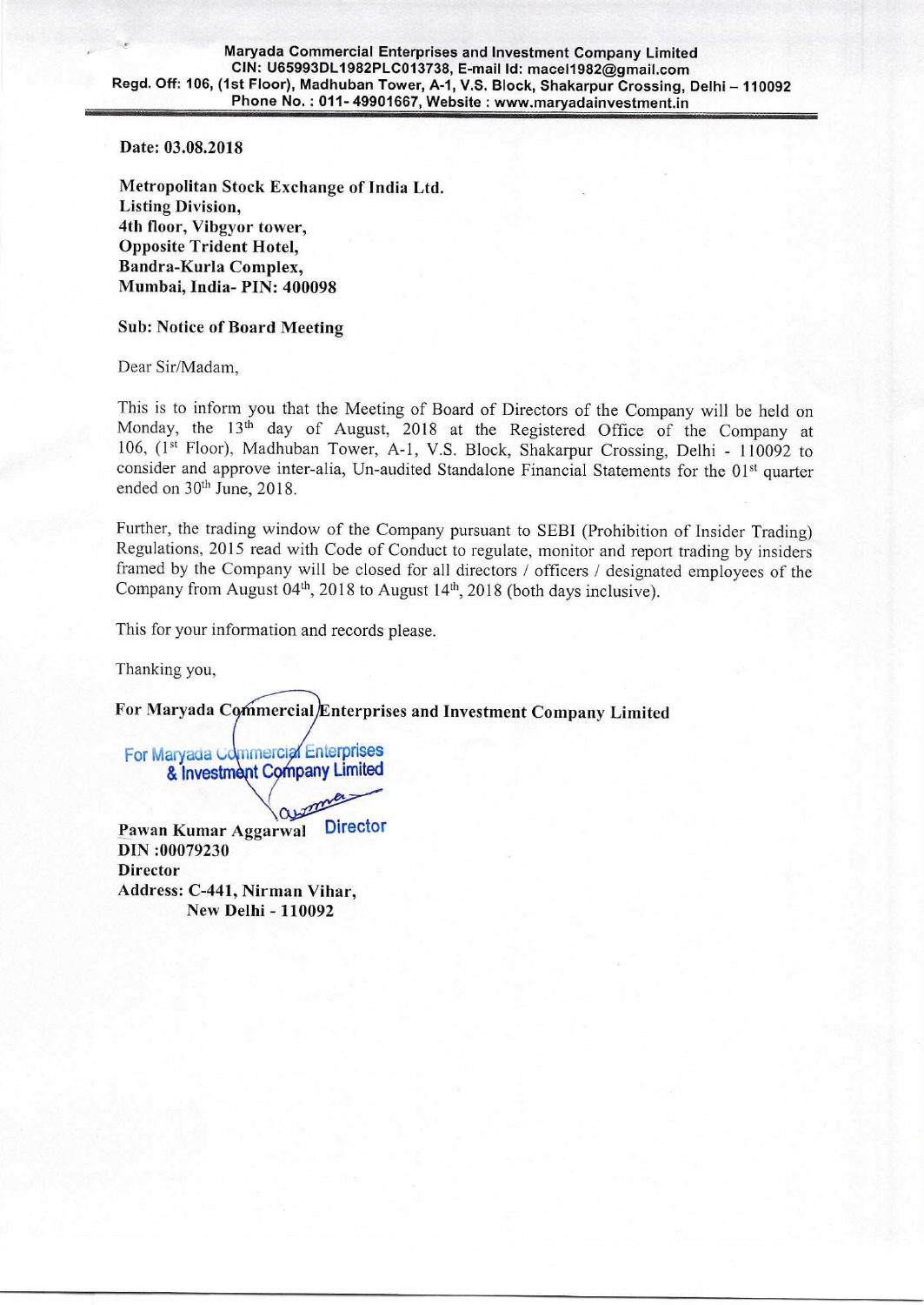**Maryada Commercial Enterprises and Investment Company Limited**
**CIN: U65993DL1982PLC013738, E-mail Id: macel1982@gmail.com**
**Regd. Off: 106, (1st Floor), Madhuban Tower, A-1, V.S. Block, Shakarpur Crossing, Delhi – 110092**
**Phone No. : 011- 49901667, Website : www.maryadainvestment.in**

**Date: 03.08.2018**

**Metropolitan Stock Exchange of India Ltd.**
**Listing Division,**
**4th floor, Vibgyor tower,**
**Opposite Trident Hotel,**
**Bandra-Kurla Complex,**
**Mumbai, India- PIN: 400098**

**Sub: Notice of Board Meeting**

Dear Sir/Madam,

This is to inform you that the Meeting of Board of Directors of the Company will be held on Monday, the 13th day of August, 2018 at the Registered Office of the Company at 106, (1st Floor), Madhuban Tower, A-1, V.S. Block, Shakarpur Crossing, Delhi - 110092 to consider and approve inter-alia, Un-audited Standalone Financial Statements for the 01st quarter ended on 30th June, 2018.

Further, the trading window of the Company pursuant to SEBI (Prohibition of Insider Trading) Regulations, 2015 read with Code of Conduct to regulate, monitor and report trading by insiders framed by the Company will be closed for all directors / officers / designated employees of the Company from August 04th, 2018 to August 14th, 2018 (both days inclusive).

This for your information and records please.

Thanking you,

**For Maryada Commercial Enterprises and Investment Company Limited**

For Maryada Commercial Enterprises & Investment Company Limited

Director

**Pawan Kumar Aggarwal**
**DIN :00079230**
**Director**
**Address: C-441, Nirman Vihar,**
**New Delhi - 110092**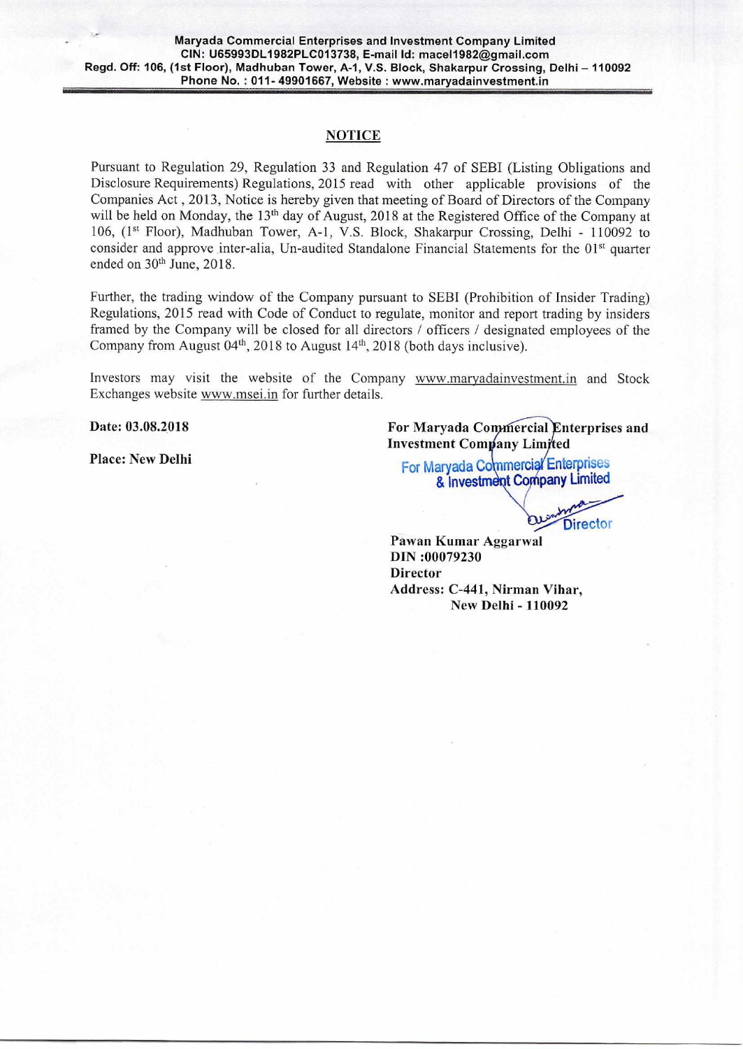**Maryada Commercial Enterprises and Investment Company Limited**
**CIN: U65993DL1982PLC013738, E-mail Id: macel1982@gmail.com**
**Regd. Off: 106, (1st Floor), Madhuban Tower, A-1, V.S. Block, Shakarpur Crossing, Delhi – 110092**
**Phone No. : 011- 49901667, Website : www.maryadainvestment.in**

## NOTICE

Pursuant to Regulation 29, Regulation 33 and Regulation 47 of SEBI (Listing Obligations and Disclosure Requirements) Regulations, 2015 read with other applicable provisions of the Companies Act , 2013, Notice is hereby given that meeting of Board of Directors of the Company will be held on Monday, the 13th day of August, 2018 at the Registered Office of the Company at 106, (1st Floor), Madhuban Tower, A-1, V.S. Block, Shakarpur Crossing, Delhi - 110092 to consider and approve inter-alia, Un-audited Standalone Financial Statements for the 01st quarter ended on 30th June, 2018.

Further, the trading window of the Company pursuant to SEBI (Prohibition of Insider Trading) Regulations, 2015 read with Code of Conduct to regulate, monitor and report trading by insiders framed by the Company will be closed for all directors / officers / designated employees of the Company from August 04th, 2018 to August 14th, 2018 (both days inclusive).

Investors may visit the website of the Company www.maryadainvestment.in and Stock Exchanges website www.msei.in for further details.

**Date: 03.08.2018**

**Place: New Delhi**

**For Maryada Commercial Enterprises and Investment Company Limited**

For Maryada Commercial Enterprises & Investment Company Limited

Director

**Pawan Kumar Aggarwal**
**DIN :00079230**
**Director**
**Address: C-441, Nirman Vihar, New Delhi - 110092**